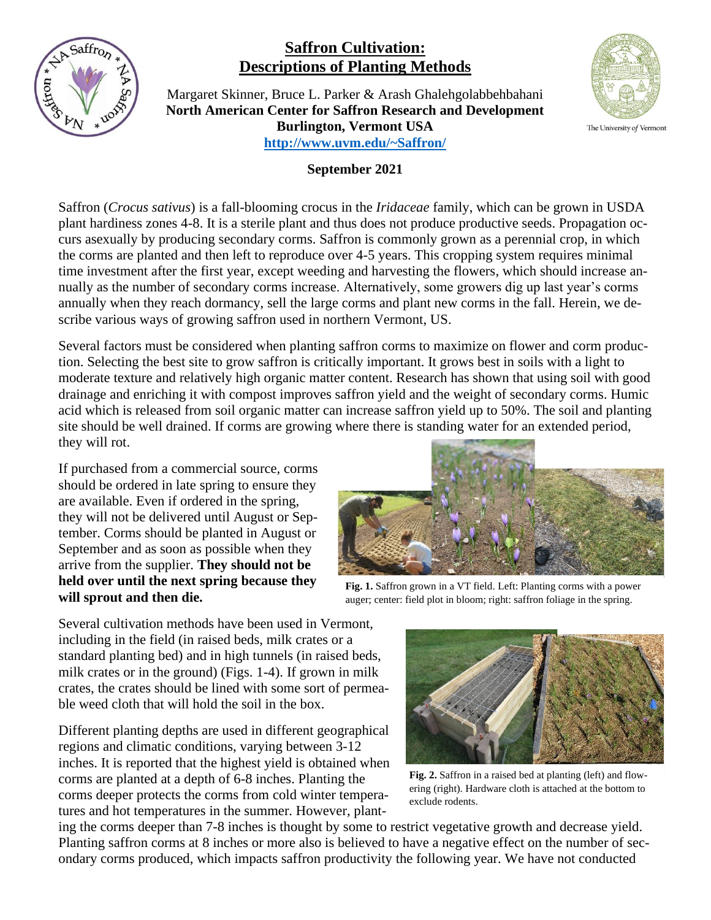# Saffron Cultivation: Descriptions of Planting Methods

Margaret Skinner, Bruce L. Parker & Arash Ghalehgolabbehbahani
**North American Center for Saffron Research and Development**
**Burlington, Vermont USA**
**http://www.uvm.edu/~Saffron/**

**September 2021**

Saffron (*Crocus sativus*) is a fall-blooming crocus in the *Iridaceae* family, which can be grown in USDA plant hardiness zones 4-8. It is a sterile plant and thus does not produce productive seeds. Propagation occurs asexually by producing secondary corms. Saffron is commonly grown as a perennial crop, in which the corms are planted and then left to reproduce over 4-5 years. This cropping system requires minimal time investment after the first year, except weeding and harvesting the flowers, which should increase annually as the number of secondary corms increase. Alternatively, some growers dig up last year's corms annually when they reach dormancy, sell the large corms and plant new corms in the fall. Herein, we describe various ways of growing saffron used in northern Vermont, US.

Several factors must be considered when planting saffron corms to maximize on flower and corm production. Selecting the best site to grow saffron is critically important. It grows best in soils with a light to moderate texture and relatively high organic matter content. Research has shown that using soil with good drainage and enriching it with compost improves saffron yield and the weight of secondary corms. Humic acid which is released from soil organic matter can increase saffron yield up to 50%. The soil and planting site should be well drained. If corms are growing where there is standing water for an extended period, they will rot.

If purchased from a commercial source, corms should be ordered in late spring to ensure they are available. Even if ordered in the spring, they will not be delivered until August or September. Corms should be planted in August or September and as soon as possible when they arrive from the supplier. **They should not be held over until the next spring because they will sprout and then die.**

**Fig. 1.** Saffron grown in a VT field. Left: Planting corms with a power auger; center: field plot in bloom; right: saffron foliage in the spring.

Several cultivation methods have been used in Vermont, including in the field (in raised beds, milk crates or a standard planting bed) and in high tunnels (in raised beds, milk crates or in the ground) (Figs. 1-4). If grown in milk crates, the crates should be lined with some sort of permeable weed cloth that will hold the soil in the box.

**Fig. 2.** Saffron in a raised bed at planting (left) and flowering (right). Hardware cloth is attached at the bottom to exclude rodents.

Different planting depths are used in different geographical regions and climatic conditions, varying between 3-12 inches. It is reported that the highest yield is obtained when corms are planted at a depth of 6-8 inches. Planting the corms deeper protects the corms from cold winter temperatures and hot temperatures in the summer. However, planting the corms deeper than 7-8 inches is thought by some to restrict vegetative growth and decrease yield. Planting saffron corms at 8 inches or more also is believed to have a negative effect on the number of secondary corms produced, which impacts saffron productivity the following year. We have not conducted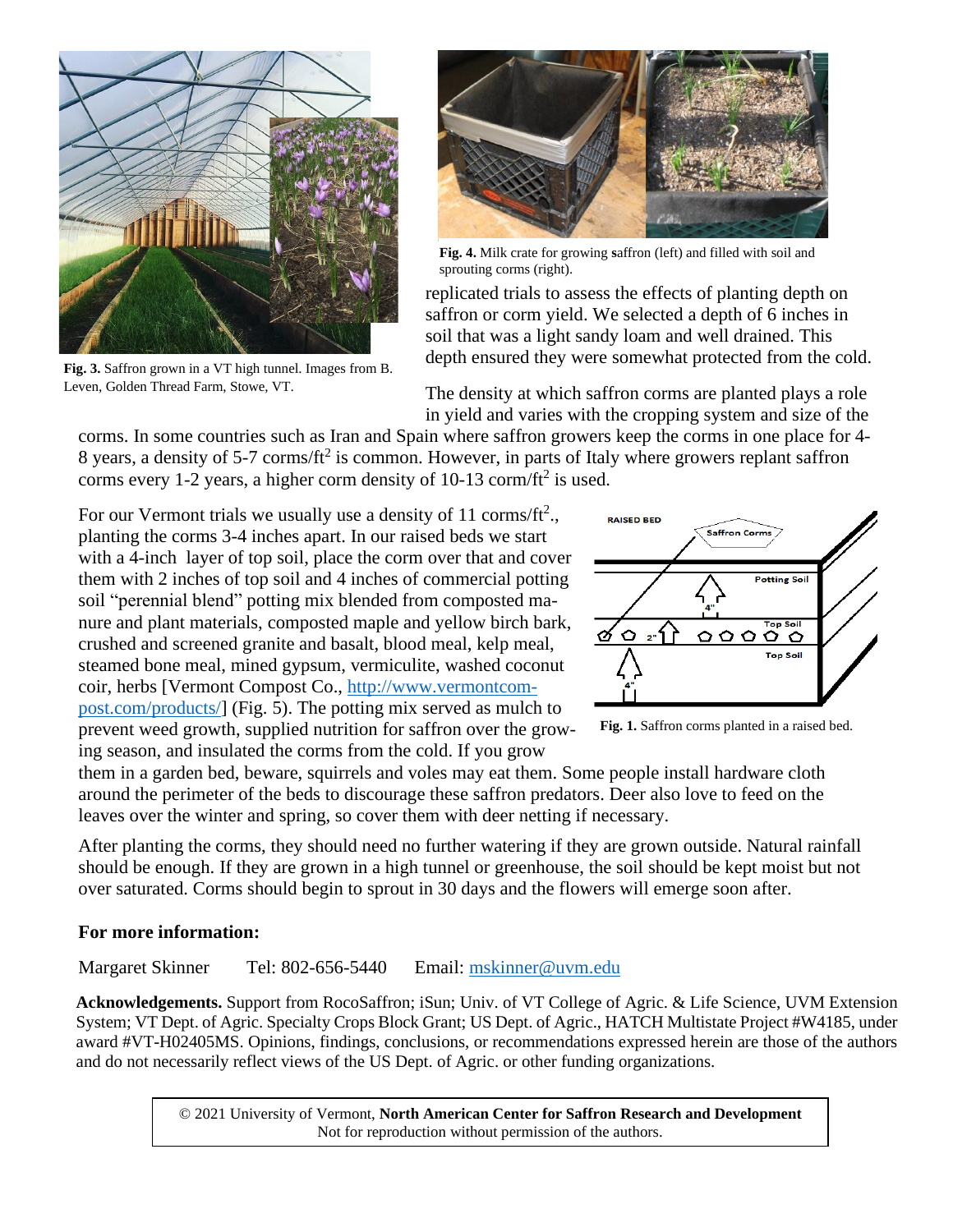Fig. 3. Saffron grown in a VT high tunnel. Images from B. Leven, Golden Thread Farm, Stowe, VT.

Fig. 4. Milk crate for growing saffron (left) and filled with soil and sprouting corms (right).

replicated trials to assess the effects of planting depth on saffron or corm yield. We selected a depth of 6 inches in soil that was a light sandy loam and well drained. This depth ensured they were somewhat protected from the cold.

The density at which saffron corms are planted plays a role in yield and varies with the cropping system and size of the corms. In some countries such as Iran and Spain where saffron growers keep the corms in one place for 4-8 years, a density of 5-7 corms/ft$^2$ is common. However, in parts of Italy where growers replant saffron corms every 1-2 years, a higher corm density of 10-13 corm/ft$^2$ is used.

For our Vermont trials we usually use a density of 11 corms/ft$^2$., planting the corms 3-4 inches apart. In our raised beds we start with a 4-inch layer of top soil, place the corm over that and cover them with 2 inches of top soil and 4 inches of commercial potting soil "perennial blend" potting mix blended from composted manure and plant materials, composted maple and yellow birch bark, crushed and screened granite and basalt, blood meal, kelp meal, steamed bone meal, mined gypsum, vermiculite, washed coconut coir, herbs [Vermont Compost Co., http://www.vermontcompost.com/products/] (Fig. 5). The potting mix served as mulch to prevent weed growth, supplied nutrition for saffron over the growing season, and insulated the corms from the cold. If you grow them in a garden bed, beware, squirrels and voles may eat them. Some people install hardware cloth around the perimeter of the beds to discourage these saffron predators. Deer also love to feed on the leaves over the winter and spring, so cover them with deer netting if necessary.

RAISED BED
Saffron Corms
Potting Soil
4"
Top Soil
2"
Top Soil
4"

Fig. 1. Saffron corms planted in a raised bed.

After planting the corms, they should need no further watering if they are grown outside. Natural rainfall should be enough. If they are grown in a high tunnel or greenhouse, the soil should be kept moist but not over saturated. Corms should begin to sprout in 30 days and the flowers will emerge soon after.

**For more information:**

Margaret Skinner  Tel: 802-656-5440  Email: mskinner@uvm.edu

**Acknowledgements.** Support from RocoSaffron; iSun; Univ. of VT College of Agric. & Life Science, UVM Extension System; VT Dept. of Agric. Specialty Crops Block Grant; US Dept. of Agric., HATCH Multistate Project #W4185, under award #VT-H02405MS. Opinions, findings, conclusions, or recommendations expressed herein are those of the authors and do not necessarily reflect views of the US Dept. of Agric. or other funding organizations.

© 2021 University of Vermont, **North American Center for Saffron Research and Development**
Not for reproduction without permission of the authors.